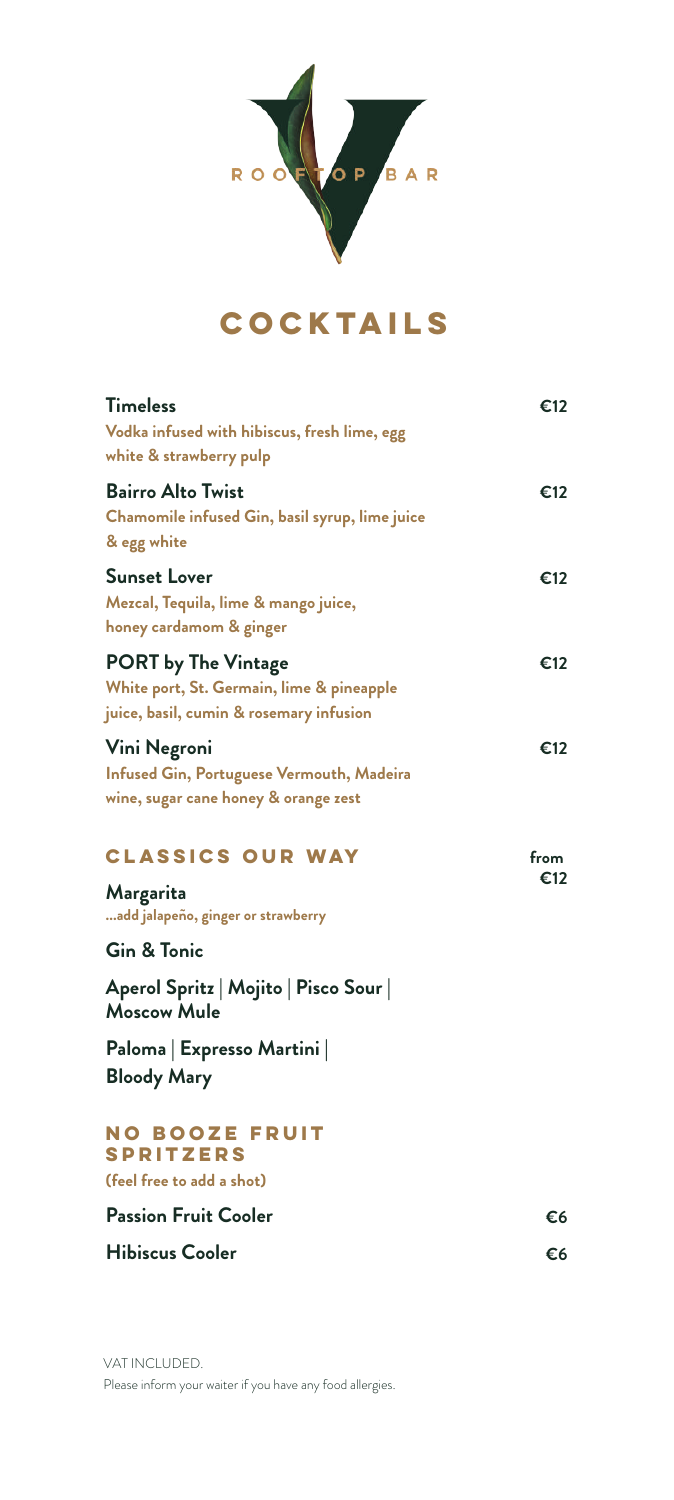ROOFTOP BAR

# COCKTAILS

**Timeless** — €12
Vodka infused with hibiscus, fresh lime, egg white & strawberry pulp

**Bairro Alto Twist** — €12
Chamomile infused Gin, basil syrup, lime juice & egg white

**Sunset Lover** — €12
Mezcal, Tequila, lime & mango juice, honey cardamom & ginger

**PORT by The Vintage** — €12
White port, St. Germain, lime & pineapple juice, basil, cumin & rosemary infusion

**Vini Negroni** — €12
Infused Gin, Portuguese Vermouth, Madeira wine, sugar cane honey & orange zest

## CLASSICS OUR WAY — from €12

**Margarita**
...add jalapeño, ginger or strawberry

**Gin & Tonic**

**Aperol Spritz | Mojito | Pisco Sour | Moscow Mule**

**Paloma | Expresso Martini | Bloody Mary**

## NO BOOZE FRUIT SPRITZERS

(feel free to add a shot)

**Passion Fruit Cooler** — €6

**Hibiscus Cooler** — €6

VAT INCLUDED.
Please inform your waiter if you have any food allergies.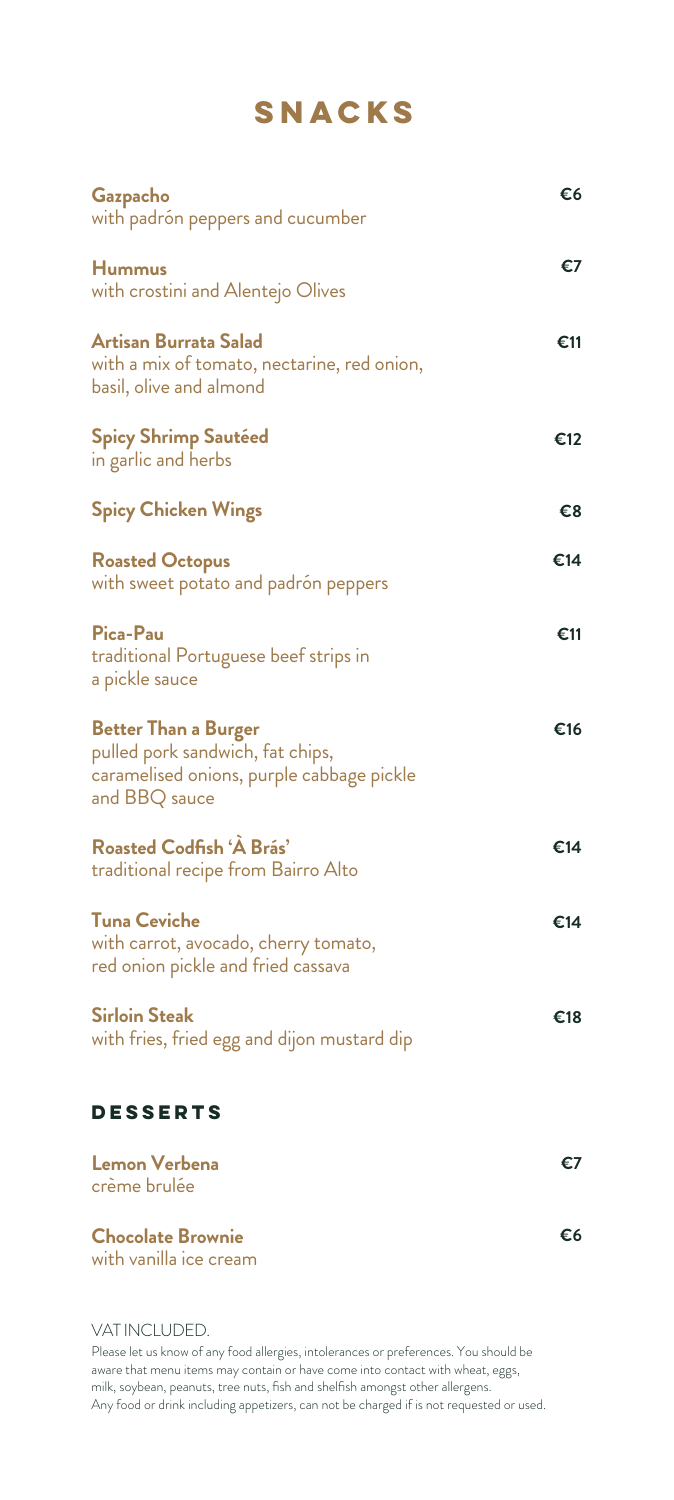# SNACKS

**Gazpacho** €6
with padrón peppers and cucumber

**Hummus** €7
with crostini and Alentejo Olives

**Artisan Burrata Salad** €11
with a mix of tomato, nectarine, red onion, basil, olive and almond

**Spicy Shrimp Sautéed** €12
in garlic and herbs

**Spicy Chicken Wings** €8

**Roasted Octopus** €14
with sweet potato and padrón peppers

**Pica-Pau** €11
traditional Portuguese beef strips in a pickle sauce

**Better Than a Burger** €16
pulled pork sandwich, fat chips, caramelised onions, purple cabbage pickle and BBQ sauce

**Roasted Codfish 'À Brás'** €14
traditional recipe from Bairro Alto

**Tuna Ceviche** €14
with carrot, avocado, cherry tomato, red onion pickle and fried cassava

**Sirloin Steak** €18
with fries, fried egg and dijon mustard dip

## DESSERTS

**Lemon Verbena** €7
crème brulée

**Chocolate Brownie** €6
with vanilla ice cream

VAT INCLUDED.

Please let us know of any food allergies, intolerances or preferences. You should be aware that menu items may contain or have come into contact with wheat, eggs, milk, soybean, peanuts, tree nuts, fish and shelfish amongst other allergens.
Any food or drink including appetizers, can not be charged if is not requested or used.